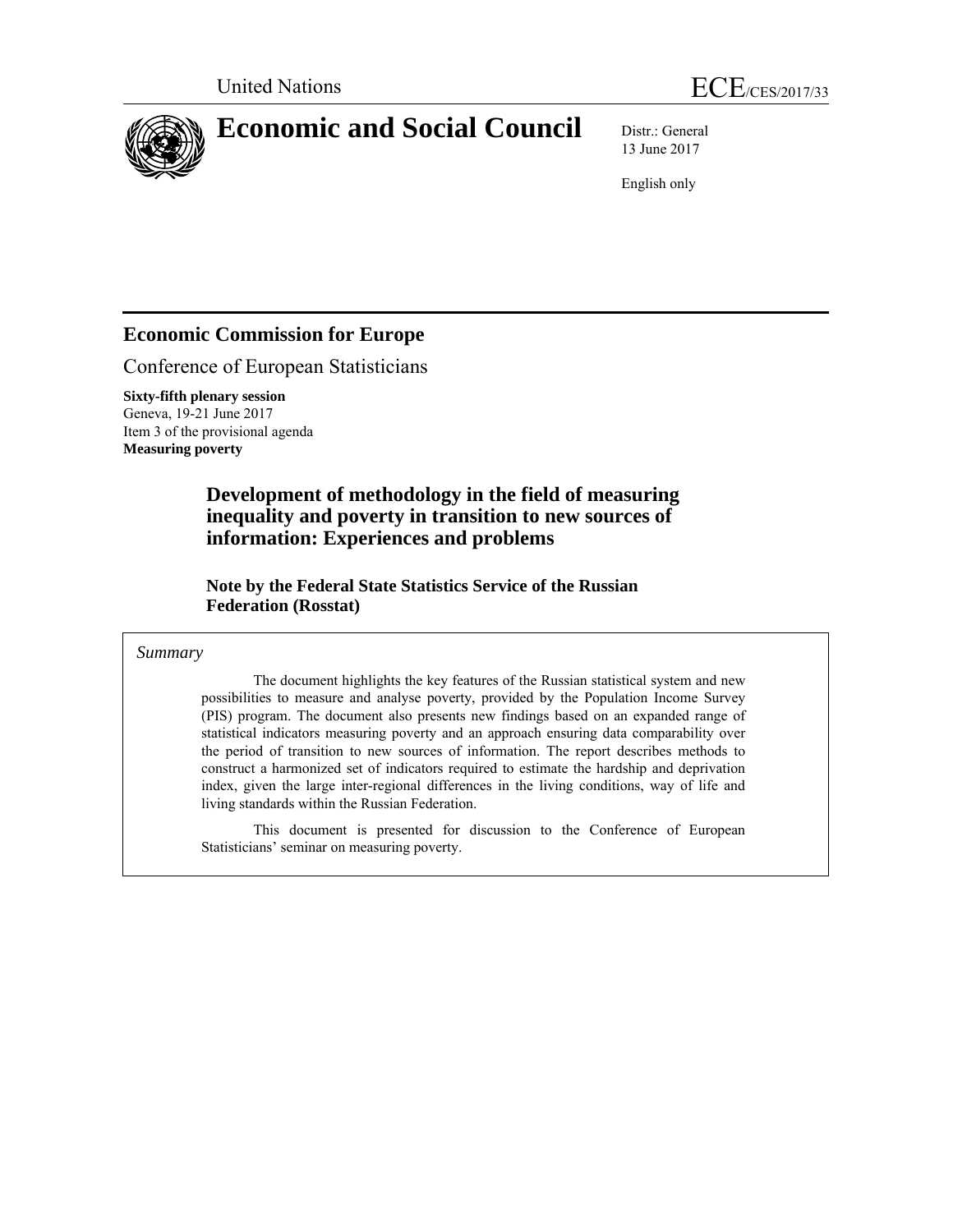United Nations ECE/CES/2017/33

# Economic and Social Council

Distr.: General
13 June 2017

English only

## Economic Commission for Europe

Conference of European Statisticians

**Sixty-fifth plenary session**
Geneva, 19-21 June 2017
Item 3 of the provisional agenda
**Measuring poverty**

# Development of methodology in the field of measuring inequality and poverty in transition to new sources of information: Experiences and problems

**Note by the Federal State Statistics Service of the Russian Federation (Rosstat)**

*Summary*

The document highlights the key features of the Russian statistical system and new possibilities to measure and analyse poverty, provided by the Population Income Survey (PIS) program. The document also presents new findings based on an expanded range of statistical indicators measuring poverty and an approach ensuring data comparability over the period of transition to new sources of information. The report describes methods to construct a harmonized set of indicators required to estimate the hardship and deprivation index, given the large inter-regional differences in the living conditions, way of life and living standards within the Russian Federation.

This document is presented for discussion to the Conference of European Statisticians' seminar on measuring poverty.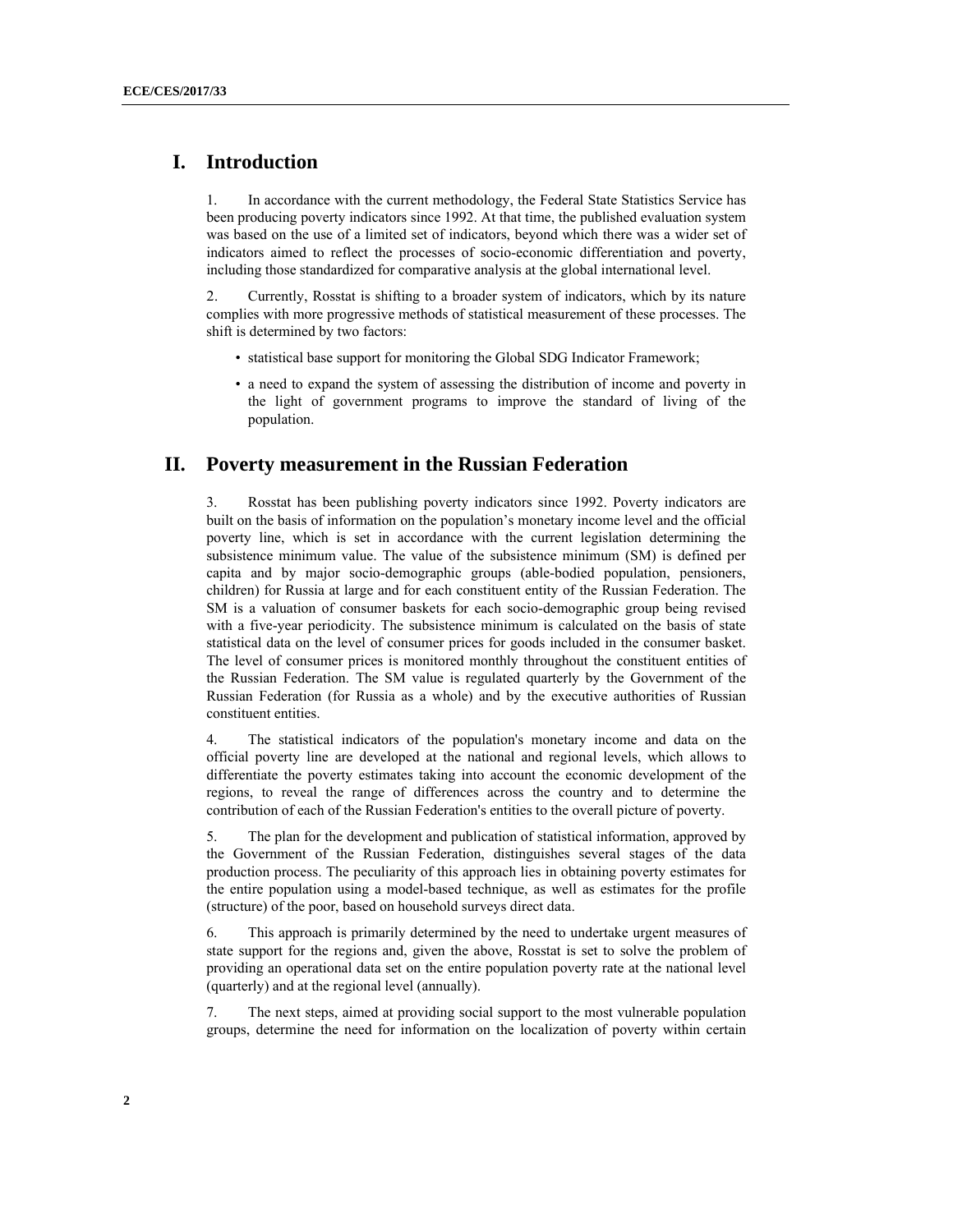# I. Introduction

1. In accordance with the current methodology, the Federal State Statistics Service has been producing poverty indicators since 1992. At that time, the published evaluation system was based on the use of a limited set of indicators, beyond which there was a wider set of indicators aimed to reflect the processes of socio-economic differentiation and poverty, including those standardized for comparative analysis at the global international level.

2. Currently, Rosstat is shifting to a broader system of indicators, which by its nature complies with more progressive methods of statistical measurement of these processes. The shift is determined by two factors:

- statistical base support for monitoring the Global SDG Indicator Framework;
- a need to expand the system of assessing the distribution of income and poverty in the light of government programs to improve the standard of living of the population.

# II. Poverty measurement in the Russian Federation

3. Rosstat has been publishing poverty indicators since 1992. Poverty indicators are built on the basis of information on the population's monetary income level and the official poverty line, which is set in accordance with the current legislation determining the subsistence minimum value. The value of the subsistence minimum (SM) is defined per capita and by major socio-demographic groups (able-bodied population, pensioners, children) for Russia at large and for each constituent entity of the Russian Federation. The SM is a valuation of consumer baskets for each socio-demographic group being revised with a five-year periodicity. The subsistence minimum is calculated on the basis of state statistical data on the level of consumer prices for goods included in the consumer basket. The level of consumer prices is monitored monthly throughout the constituent entities of the Russian Federation. The SM value is regulated quarterly by the Government of the Russian Federation (for Russia as a whole) and by the executive authorities of Russian constituent entities.

4. The statistical indicators of the population's monetary income and data on the official poverty line are developed at the national and regional levels, which allows to differentiate the poverty estimates taking into account the economic development of the regions, to reveal the range of differences across the country and to determine the contribution of each of the Russian Federation's entities to the overall picture of poverty.

5. The plan for the development and publication of statistical information, approved by the Government of the Russian Federation, distinguishes several stages of the data production process. The peculiarity of this approach lies in obtaining poverty estimates for the entire population using a model-based technique, as well as estimates for the profile (structure) of the poor, based on household surveys direct data.

6. This approach is primarily determined by the need to undertake urgent measures of state support for the regions and, given the above, Rosstat is set to solve the problem of providing an operational data set on the entire population poverty rate at the national level (quarterly) and at the regional level (annually).

7. The next steps, aimed at providing social support to the most vulnerable population groups, determine the need for information on the localization of poverty within certain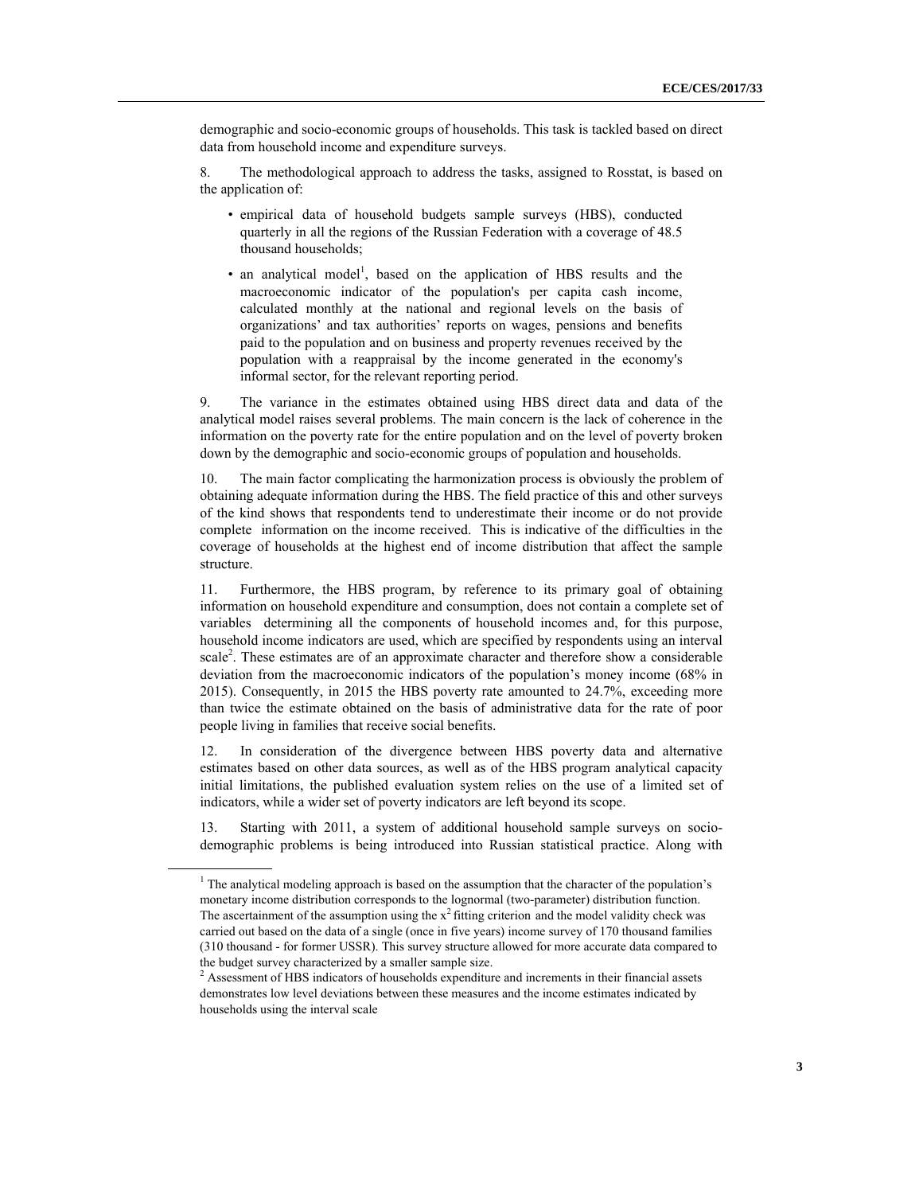demographic and socio-economic groups of households. This task is tackled based on direct data from household income and expenditure surveys.

8. The methodological approach to address the tasks, assigned to Rosstat, is based on the application of:

- empirical data of household budgets sample surveys (HBS), conducted quarterly in all the regions of the Russian Federation with a coverage of 48.5 thousand households;
- an analytical model[1], based on the application of HBS results and the macroeconomic indicator of the population's per capita cash income, calculated monthly at the national and regional levels on the basis of organizations' and tax authorities' reports on wages, pensions and benefits paid to the population and on business and property revenues received by the population with a reappraisal by the income generated in the economy's informal sector, for the relevant reporting period.

9. The variance in the estimates obtained using HBS direct data and data of the analytical model raises several problems. The main concern is the lack of coherence in the information on the poverty rate for the entire population and on the level of poverty broken down by the demographic and socio-economic groups of population and households.

10. The main factor complicating the harmonization process is obviously the problem of obtaining adequate information during the HBS. The field practice of this and other surveys of the kind shows that respondents tend to underestimate their income or do not provide complete information on the income received. This is indicative of the difficulties in the coverage of households at the highest end of income distribution that affect the sample structure.

11. Furthermore, the HBS program, by reference to its primary goal of obtaining information on household expenditure and consumption, does not contain a complete set of variables determining all the components of household incomes and, for this purpose, household income indicators are used, which are specified by respondents using an interval scale[2]. These estimates are of an approximate character and therefore show a considerable deviation from the macroeconomic indicators of the population's money income (68% in 2015). Consequently, in 2015 the HBS poverty rate amounted to 24.7%, exceeding more than twice the estimate obtained on the basis of administrative data for the rate of poor people living in families that receive social benefits.

12. In consideration of the divergence between HBS poverty data and alternative estimates based on other data sources, as well as of the HBS program analytical capacity initial limitations, the published evaluation system relies on the use of a limited set of indicators, while a wider set of poverty indicators are left beyond its scope.

13. Starting with 2011, a system of additional household sample surveys on socio-demographic problems is being introduced into Russian statistical practice. Along with

---

[1] The analytical modeling approach is based on the assumption that the character of the population's monetary income distribution corresponds to the lognormal (two-parameter) distribution function. The ascertainment of the assumption using the $x^2$ fitting criterion and the model validity check was carried out based on the data of a single (once in five years) income survey of 170 thousand families (310 thousand - for former USSR). This survey structure allowed for more accurate data compared to the budget survey characterized by a smaller sample size.

[2] Assessment of HBS indicators of households expenditure and increments in their financial assets demonstrates low level deviations between these measures and the income estimates indicated by households using the interval scale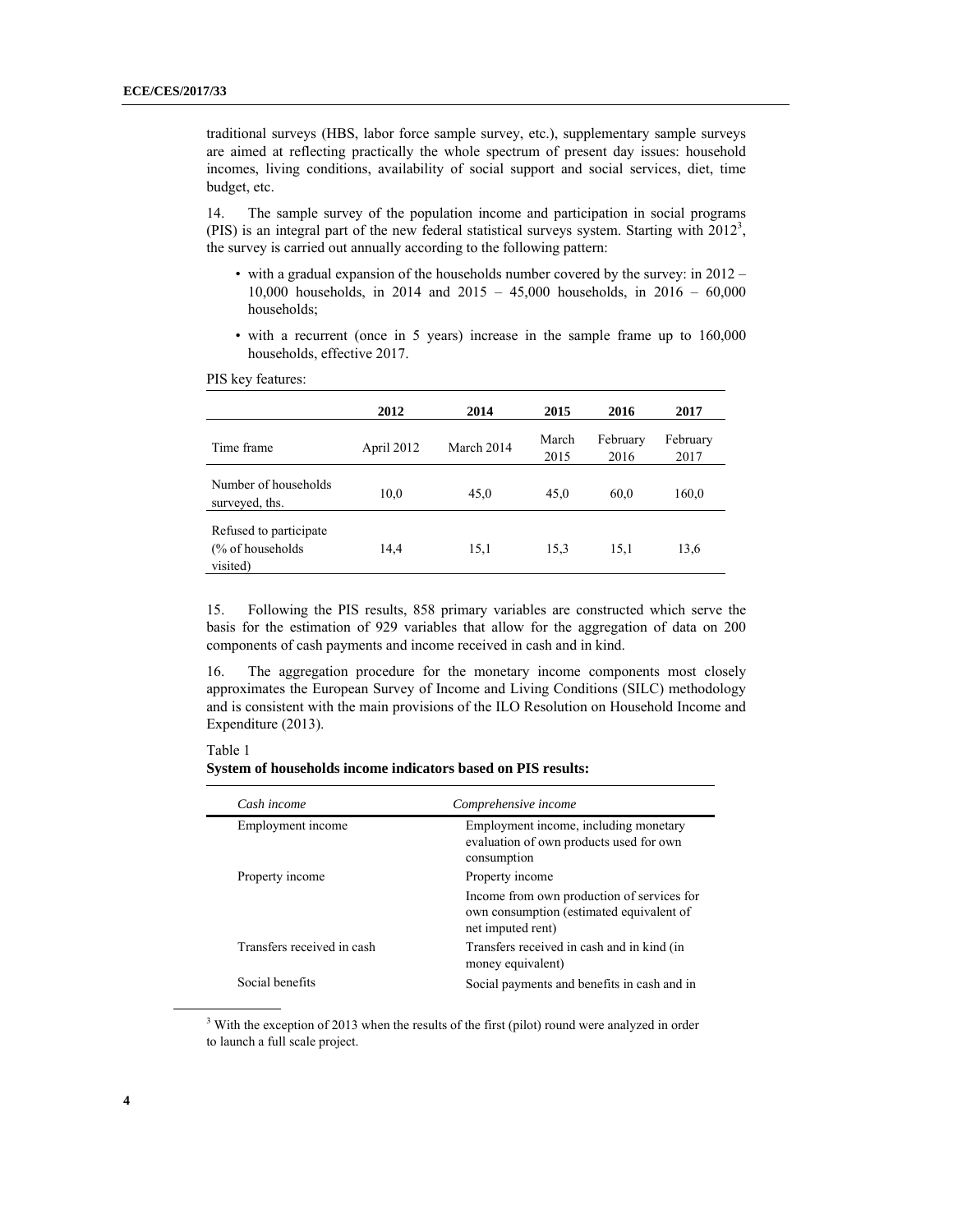traditional surveys (HBS, labor force sample survey, etc.), supplementary sample surveys are aimed at reflecting practically the whole spectrum of present day issues: household incomes, living conditions, availability of social support and social services, diet, time budget, etc.

14. The sample survey of the population income and participation in social programs (PIS) is an integral part of the new federal statistical surveys system. Starting with 2012[3], the survey is carried out annually according to the following pattern:

- with a gradual expansion of the households number covered by the survey: in 2012 – 10,000 households, in 2014 and 2015 – 45,000 households, in 2016 – 60,000 households;
- with a recurrent (once in 5 years) increase in the sample frame up to 160,000 households, effective 2017.

PIS key features:

| | 2012 | 2014 | 2015 | 2016 | 2017 |
|---|---|---|---|---|---|
| Time frame | April 2012 | March 2014 | March 2015 | February 2016 | February 2017 |
| Number of households surveyed, ths. | 10,0 | 45,0 | 45,0 | 60,0 | 160,0 |
| Refused to participate (% of households visited) | 14,4 | 15,1 | 15,3 | 15,1 | 13,6 |

15. Following the PIS results, 858 primary variables are constructed which serve the basis for the estimation of 929 variables that allow for the aggregation of data on 200 components of cash payments and income received in cash and in kind.

16. The aggregation procedure for the monetary income components most closely approximates the European Survey of Income and Living Conditions (SILC) methodology and is consistent with the main provisions of the ILO Resolution on Household Income and Expenditure (2013).

Table 1

**System of households income indicators based on PIS results:**

| *Cash income* | *Comprehensive income* |
|---|---|
| Employment income | Employment income, including monetary evaluation of own products used for own consumption |
| Property income | Property income |
| | Income from own production of services for own consumption (estimated equivalent of net imputed rent) |
| Transfers received in cash | Transfers received in cash and in kind (in money equivalent) |
| Social benefits | Social payments and benefits in cash and in |

[3] With the exception of 2013 when the results of the first (pilot) round were analyzed in order to launch a full scale project.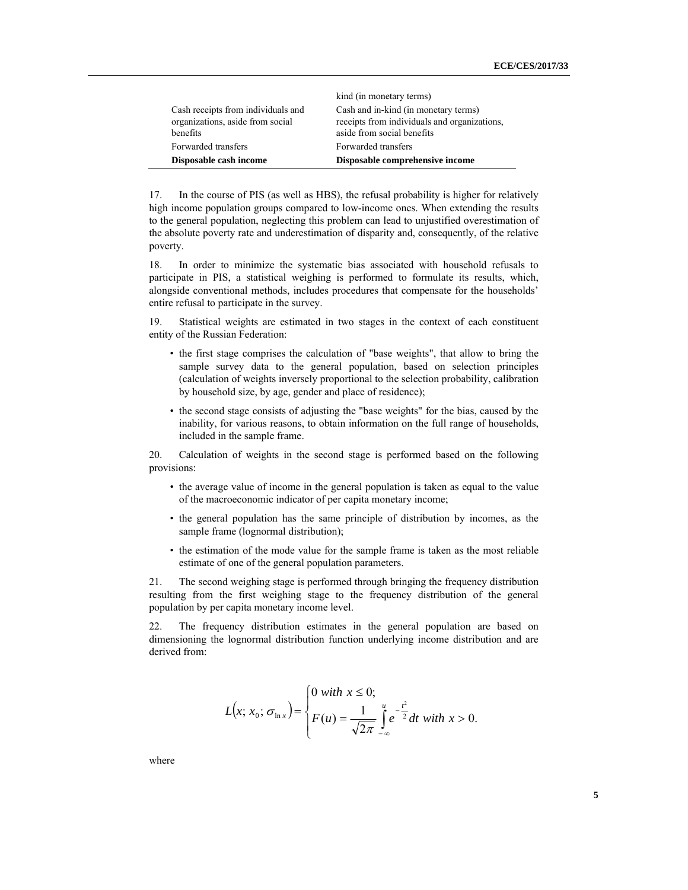| | |
|---|---|
| | kind (in monetary terms) |
| Cash receipts from individuals and organizations, aside from social benefits | Cash and in-kind (in monetary terms) receipts from individuals and organizations, aside from social benefits |
| Forwarded transfers | Forwarded transfers |
| **Disposable cash income** | **Disposable comprehensive income** |

17. In the course of PIS (as well as HBS), the refusal probability is higher for relatively high income population groups compared to low-income ones. When extending the results to the general population, neglecting this problem can lead to unjustified overestimation of the absolute poverty rate and underestimation of disparity and, consequently, of the relative poverty.

18. In order to minimize the systematic bias associated with household refusals to participate in PIS, a statistical weighing is performed to formulate its results, which, alongside conventional methods, includes procedures that compensate for the households' entire refusal to participate in the survey.

19. Statistical weights are estimated in two stages in the context of each constituent entity of the Russian Federation:

- the first stage comprises the calculation of "base weights", that allow to bring the sample survey data to the general population, based on selection principles (calculation of weights inversely proportional to the selection probability, calibration by household size, by age, gender and place of residence);
- the second stage consists of adjusting the "base weights" for the bias, caused by the inability, for various reasons, to obtain information on the full range of households, included in the sample frame.

20. Calculation of weights in the second stage is performed based on the following provisions:

- the average value of income in the general population is taken as equal to the value of the macroeconomic indicator of per capita monetary income;
- the general population has the same principle of distribution by incomes, as the sample frame (lognormal distribution);
- the estimation of the mode value for the sample frame is taken as the most reliable estimate of one of the general population parameters.

21. The second weighing stage is performed through bringing the frequency distribution resulting from the first weighing stage to the frequency distribution of the general population by per capita monetary income level.

22. The frequency distribution estimates in the general population are based on dimensioning the lognormal distribution function underlying income distribution and are derived from:

$$L(x; x_0; \sigma_{\ln x}) = \begin{cases} 0 \; with \; x \leq 0; \\ F(u) = \dfrac{1}{\sqrt{2\pi}} \displaystyle\int_{-\infty}^{u} e^{-\frac{t^2}{2}} dt \; with \; x > 0. \end{cases}$$

where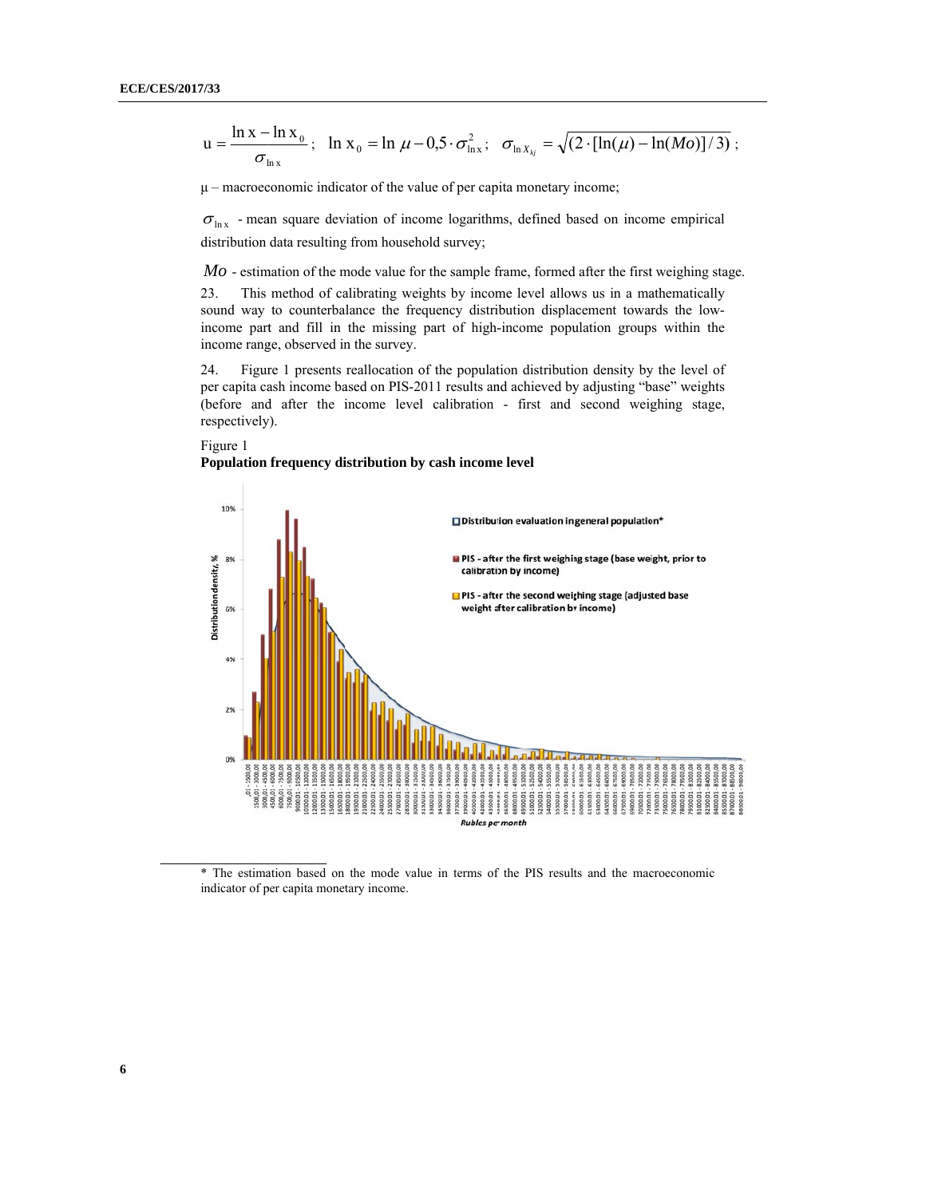$$u = \frac{\ln x - \ln x_0}{\sigma_{\ln x}}; \quad \ln x_0 = \ln \mu - 0{,}5 \cdot \sigma^2_{\ln x}; \quad \sigma_{\ln X_{kj}} = \sqrt{(2 \cdot [\ln(\mu) - \ln(Mo)] / 3)};$$

μ – macroeconomic indicator of the value of per capita monetary income;

$\sigma_{\ln x}$ - mean square deviation of income logarithms, defined based on income empirical distribution data resulting from household survey;

$Mo$ - estimation of the mode value for the sample frame, formed after the first weighing stage.

23. This method of calibrating weights by income level allows us in a mathematically sound way to counterbalance the frequency distribution displacement towards the low-income part and fill in the missing part of high-income population groups within the income range, observed in the survey.

24. Figure 1 presents reallocation of the population distribution density by the level of per capita cash income based on PIS-2011 results and achieved by adjusting "base" weights (before and after the income level calibration - first and second weighing stage, respectively).

Figure 1
**Population frequency distribution by cash income level**

\* The estimation based on the mode value in terms of the PIS results and the macroeconomic indicator of per capita monetary income.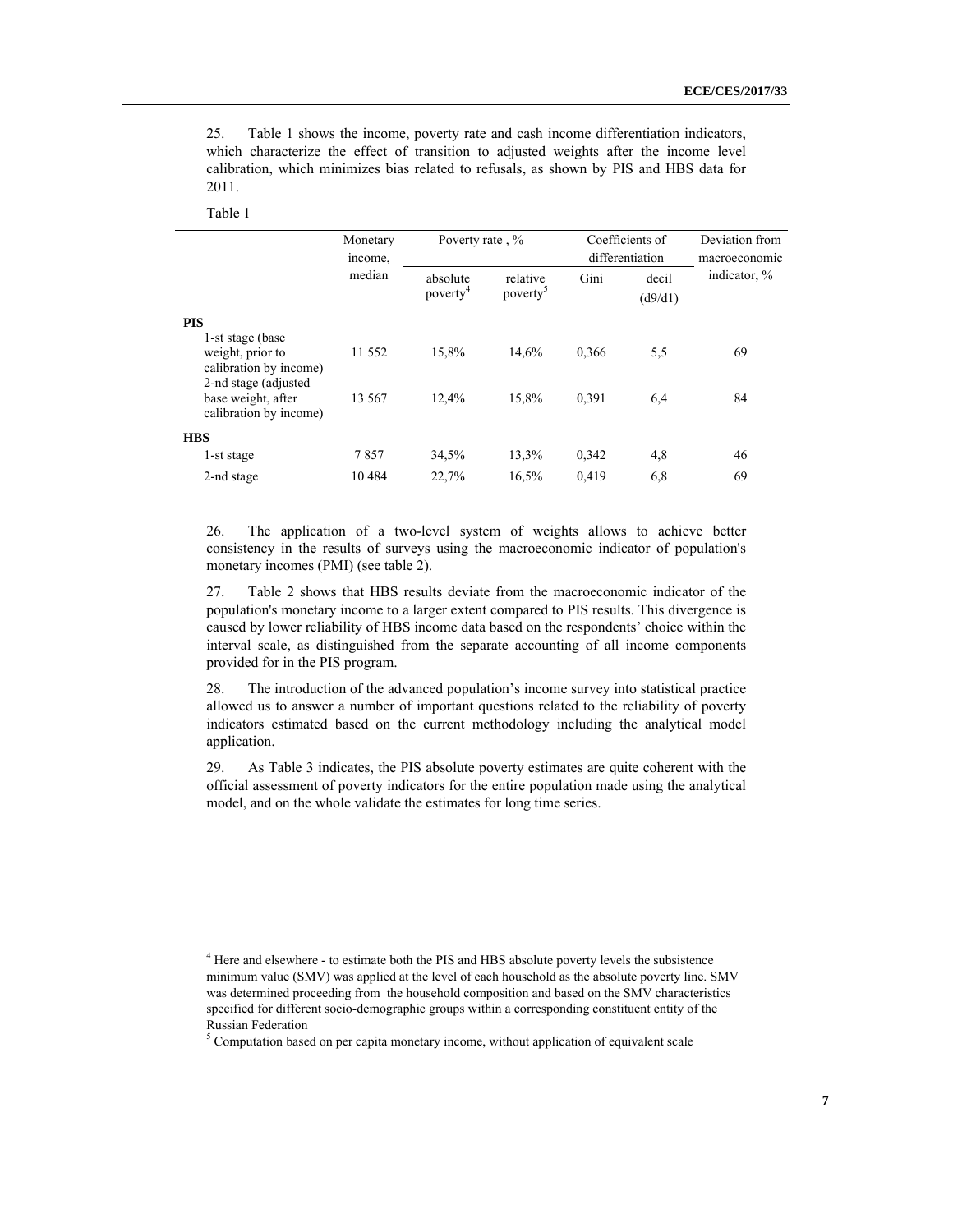25. Table 1 shows the income, poverty rate and cash income differentiation indicators, which characterize the effect of transition to adjusted weights after the income level calibration, which minimizes bias related to refusals, as shown by PIS and HBS data for 2011.

Table 1

| | Monetary income, median | Poverty rate , % | | Coefficients of differentiation | | Deviation from macroeconomic indicator, % |
|---|---|---|---|---|---|---|
| | | absolute poverty[4] | relative poverty[5] | Gini | decil (d9/d1) | |
| **PIS** | | | | | | |
| 1-st stage (base weight, prior to calibration by income) | 11 552 | 15,8% | 14,6% | 0,366 | 5,5 | 69 |
| 2-nd stage (adjusted base weight, after calibration by income) | 13 567 | 12,4% | 15,8% | 0,391 | 6,4 | 84 |
| **HBS** | | | | | | |
| 1-st stage | 7 857 | 34,5% | 13,3% | 0,342 | 4,8 | 46 |
| 2-nd stage | 10 484 | 22,7% | 16,5% | 0,419 | 6,8 | 69 |

26. The application of a two-level system of weights allows to achieve better consistency in the results of surveys using the macroeconomic indicator of population's monetary incomes (PMI) (see table 2).

27. Table 2 shows that HBS results deviate from the macroeconomic indicator of the population's monetary income to a larger extent compared to PIS results. This divergence is caused by lower reliability of HBS income data based on the respondents' choice within the interval scale, as distinguished from the separate accounting of all income components provided for in the PIS program.

28. The introduction of the advanced population's income survey into statistical practice allowed us to answer a number of important questions related to the reliability of poverty indicators estimated based on the current methodology including the analytical model application.

29. As Table 3 indicates, the PIS absolute poverty estimates are quite coherent with the official assessment of poverty indicators for the entire population made using the analytical model, and on the whole validate the estimates for long time series.

---

[4] Here and elsewhere - to estimate both the PIS and HBS absolute poverty levels the subsistence minimum value (SMV) was applied at the level of each household as the absolute poverty line. SMV was determined proceeding from the household composition and based on the SMV characteristics specified for different socio-demographic groups within a corresponding constituent entity of the Russian Federation

[5] Computation based on per capita monetary income, without application of equivalent scale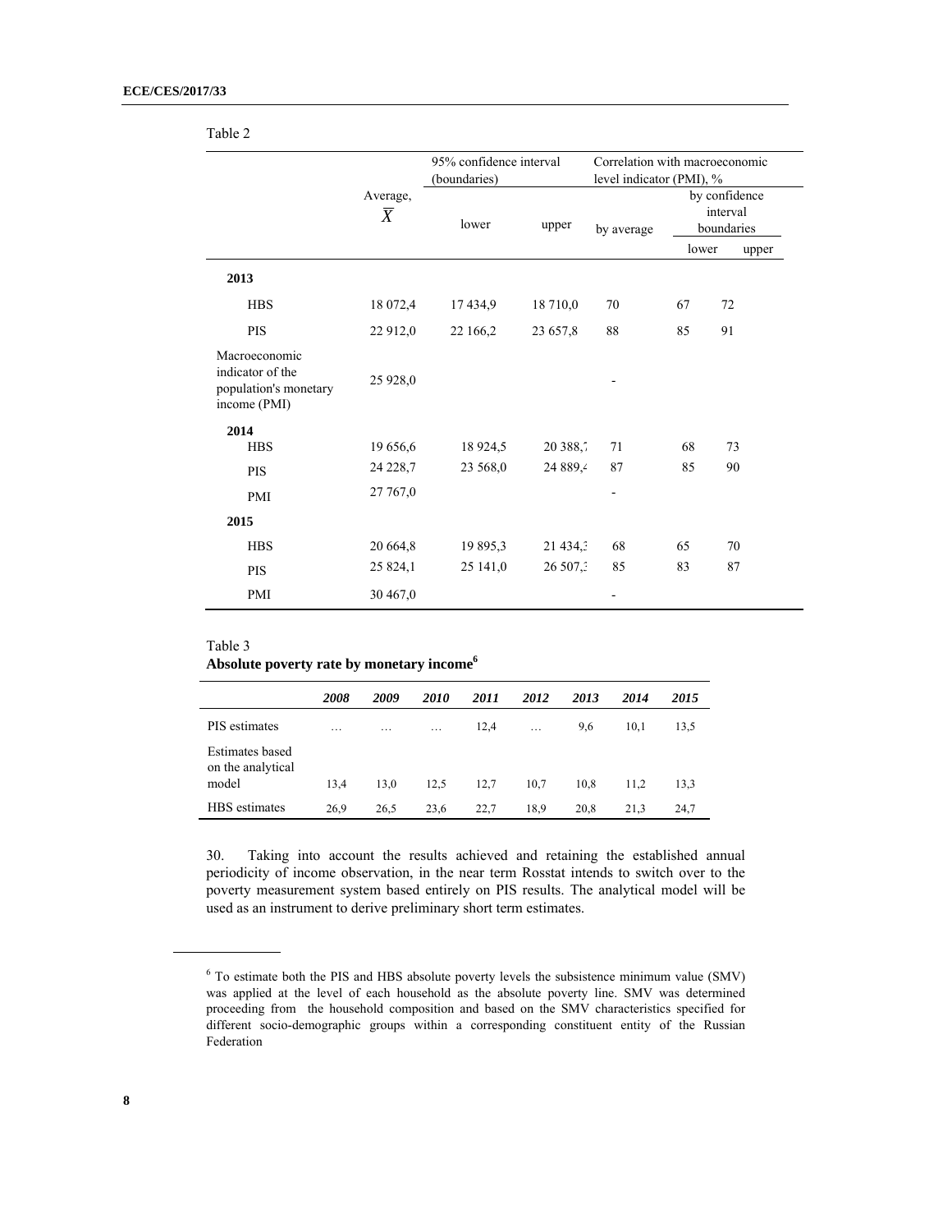Table 2

| | Average, $\overline{X}$ | 95% confidence interval (boundaries) | | Correlation with macroeconomic level indicator (PMI), % | | |
|---|---|---|---|---|---|---|
| | | lower | upper | by average | by confidence interval boundaries | |
| | | | | | lower | upper |
| **2013** | | | | | | |
| HBS | 18 072,4 | 17 434,9 | 18 710,0 | 70 | 67 | 72 |
| PIS | 22 912,0 | 22 166,2 | 23 657,8 | 88 | 85 | 91 |
| Macroeconomic indicator of the population's monetary income (PMI) | 25 928,0 | | | - | | |
| **2014** | | | | | | |
| HBS | 19 656,6 | 18 924,5 | 20 388,7 | 71 | 68 | 73 |
| PIS | 24 228,7 | 23 568,0 | 24 889,4 | 87 | 85 | 90 |
| PMI | 27 767,0 | | | - | | |
| **2015** | | | | | | |
| HBS | 20 664,8 | 19 895,3 | 21 434,3 | 68 | 65 | 70 |
| PIS | 25 824,1 | 25 141,0 | 26 507,3 | 85 | 83 | 87 |
| PMI | 30 467,0 | | | - | | |

Table 3

**Absolute poverty rate by monetary income[6]**

| | *2008* | *2009* | *2010* | *2011* | *2012* | *2013* | *2014* | *2015* |
|---|---|---|---|---|---|---|---|---|
| PIS estimates | … | … | … | 12,4 | … | 9,6 | 10,1 | 13,5 |
| Estimates based on the analytical model | 13,4 | 13,0 | 12,5 | 12,7 | 10,7 | 10,8 | 11,2 | 13,3 |
| HBS estimates | 26,9 | 26,5 | 23,6 | 22,7 | 18,9 | 20,8 | 21,3 | 24,7 |

30. Taking into account the results achieved and retaining the established annual periodicity of income observation, in the near term Rosstat intends to switch over to the poverty measurement system based entirely on PIS results. The analytical model will be used as an instrument to derive preliminary short term estimates.

---

[6] To estimate both the PIS and HBS absolute poverty levels the subsistence minimum value (SMV) was applied at the level of each household as the absolute poverty line. SMV was determined proceeding from the household composition and based on the SMV characteristics specified for different socio-demographic groups within a corresponding constituent entity of the Russian Federation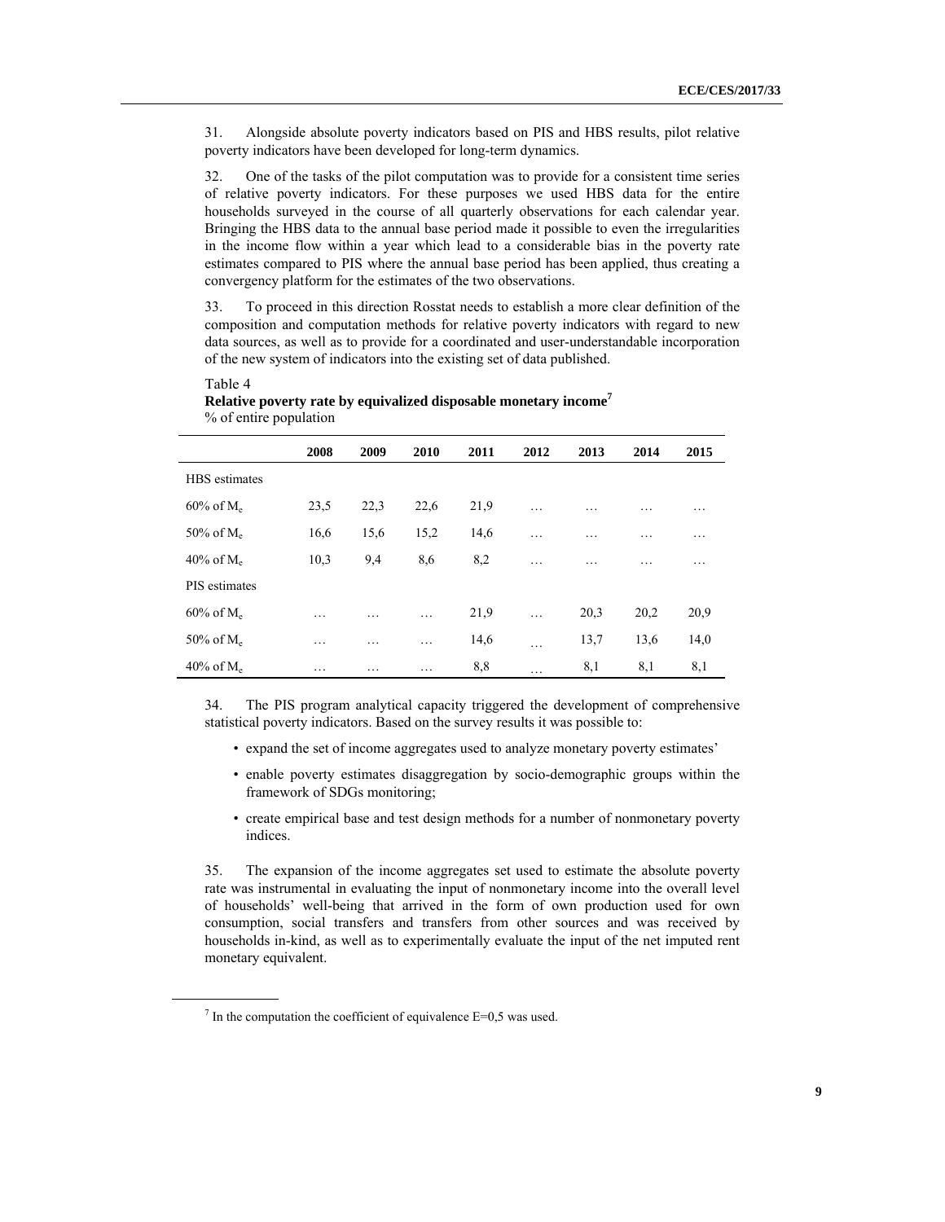31. Alongside absolute poverty indicators based on PIS and HBS results, pilot relative poverty indicators have been developed for long-term dynamics.

32. One of the tasks of the pilot computation was to provide for a consistent time series of relative poverty indicators. For these purposes we used HBS data for the entire households surveyed in the course of all quarterly observations for each calendar year. Bringing the HBS data to the annual base period made it possible to even the irregularities in the income flow within a year which lead to a considerable bias in the poverty rate estimates compared to PIS where the annual base period has been applied, thus creating a convergency platform for the estimates of the two observations.

33. To proceed in this direction Rosstat needs to establish a more clear definition of the composition and computation methods for relative poverty indicators with regard to new data sources, as well as to provide for a coordinated and user-understandable incorporation of the new system of indicators into the existing set of data published.

Table 4

**Relative poverty rate by equivalized disposable monetary income**[7]

% of entire population

| | 2008 | 2009 | 2010 | 2011 | 2012 | 2013 | 2014 | 2015 |
|---|---|---|---|---|---|---|---|---|
| HBS estimates | | | | | | | | |
| 60% of $M_e$ | 23,5 | 22,3 | 22,6 | 21,9 | … | … | … | … |
| 50% of $M_e$ | 16,6 | 15,6 | 15,2 | 14,6 | … | … | … | … |
| 40% of $M_e$ | 10,3 | 9,4 | 8,6 | 8,2 | … | … | … | … |
| PIS estimates | | | | | | | | |
| 60% of $M_e$ | … | … | … | 21,9 | … | 20,3 | 20,2 | 20,9 |
| 50% of $M_e$ | … | … | … | 14,6 | … | 13,7 | 13,6 | 14,0 |
| 40% of $M_e$ | … | … | … | 8,8 | … | 8,1 | 8,1 | 8,1 |

34. The PIS program analytical capacity triggered the development of comprehensive statistical poverty indicators. Based on the survey results it was possible to:

- expand the set of income aggregates used to analyze monetary poverty estimates'
- enable poverty estimates disaggregation by socio-demographic groups within the framework of SDGs monitoring;
- create empirical base and test design methods for a number of nonmonetary poverty indices.

35. The expansion of the income aggregates set used to estimate the absolute poverty rate was instrumental in evaluating the input of nonmonetary income into the overall level of households' well-being that arrived in the form of own production used for own consumption, social transfers and transfers from other sources and was received by households in-kind, as well as to experimentally evaluate the input of the net imputed rent monetary equivalent.

[7] In the computation the coefficient of equivalence E=0,5 was used.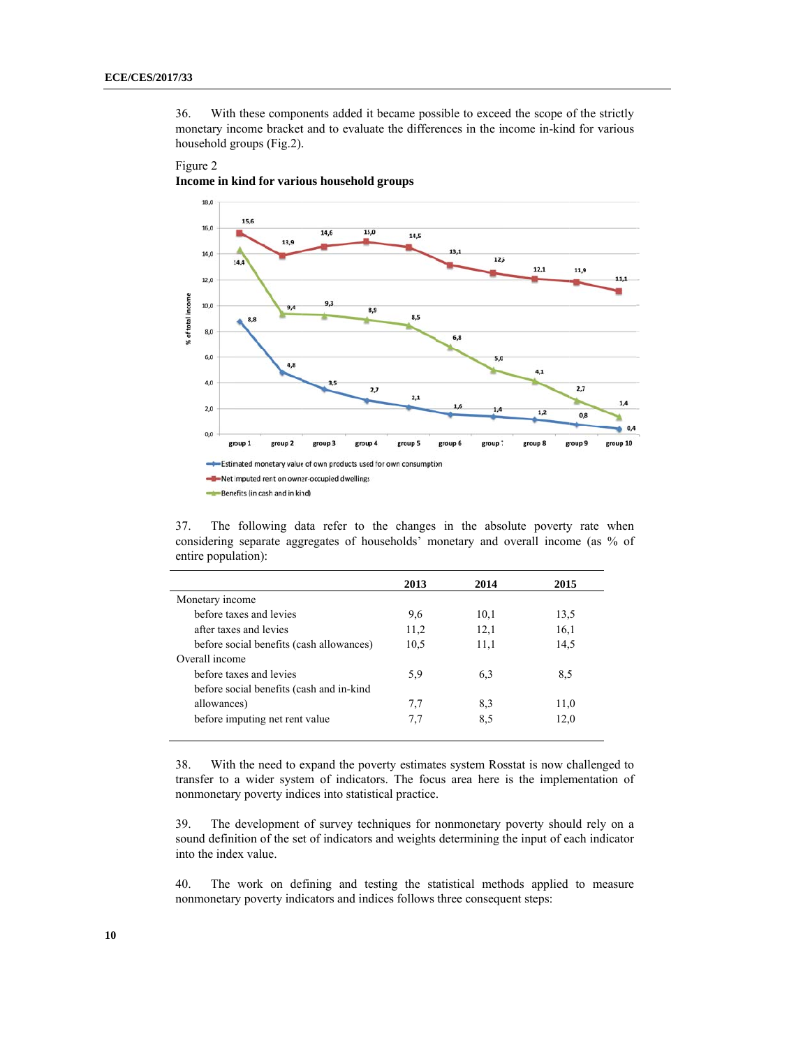36. With these components added it became possible to exceed the scope of the strictly monetary income bracket and to evaluate the differences in the income in-kind for various household groups (Fig.2).

Figure 2
**Income in kind for various household groups**

37. The following data refer to the changes in the absolute poverty rate when considering separate aggregates of households' monetary and overall income (as % of entire population):

| | 2013 | 2014 | 2015 |
|---|---|---|---|
| Monetary income | | | |
| before taxes and levies | 9,6 | 10,1 | 13,5 |
| after taxes and levies | 11,2 | 12,1 | 16,1 |
| before social benefits (cash allowances) | 10,5 | 11,1 | 14,5 |
| Overall income | | | |
| before taxes and levies | 5,9 | 6,3 | 8,5 |
| before social benefits (cash and in-kind allowances) | 7,7 | 8,3 | 11,0 |
| before imputing net rent value | 7,7 | 8,5 | 12,0 |

38. With the need to expand the poverty estimates system Rosstat is now challenged to transfer to a wider system of indicators. The focus area here is the implementation of nonmonetary poverty indices into statistical practice.

39. The development of survey techniques for nonmonetary poverty should rely on a sound definition of the set of indicators and weights determining the input of each indicator into the index value.

40. The work on defining and testing the statistical methods applied to measure nonmonetary poverty indicators and indices follows three consequent steps: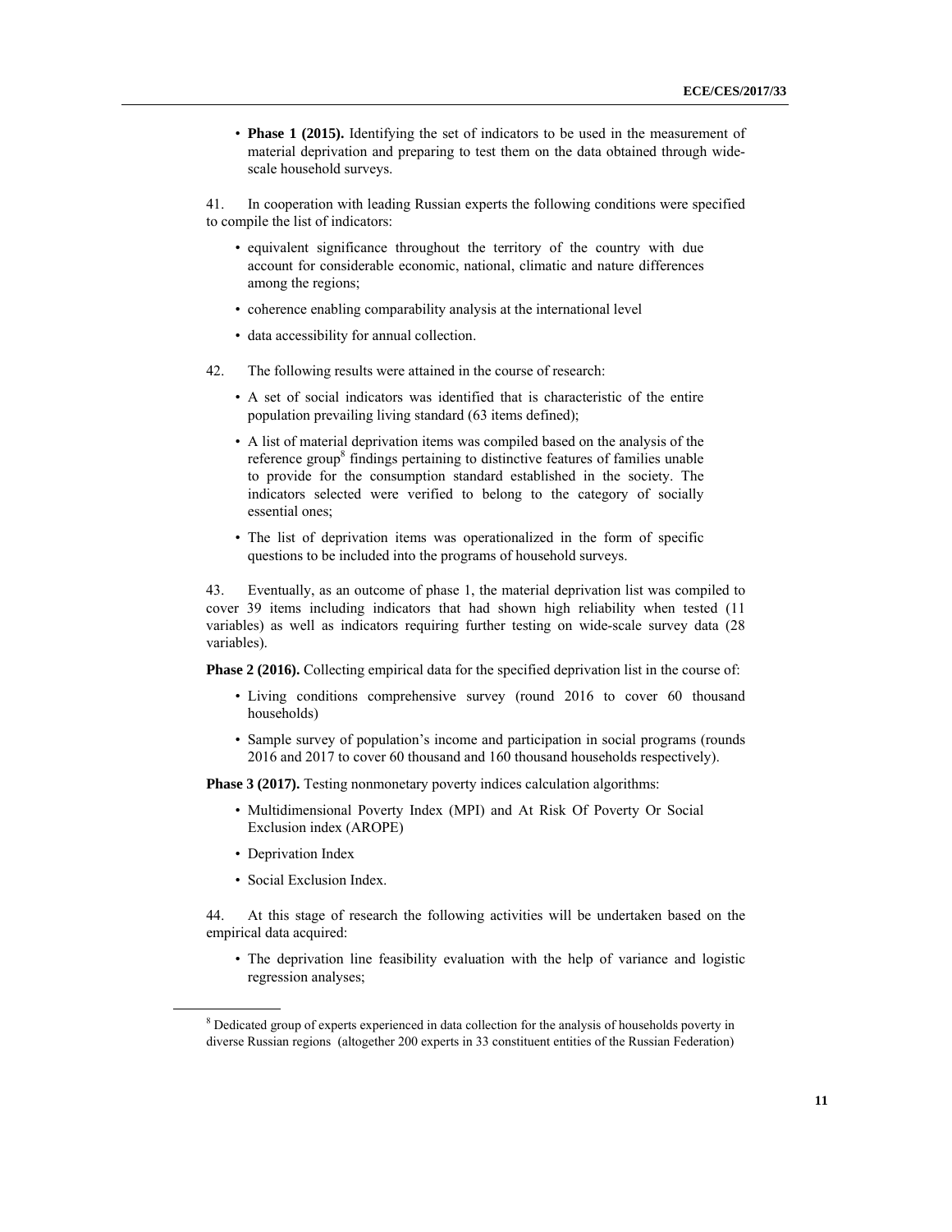- **Phase 1 (2015).** Identifying the set of indicators to be used in the measurement of material deprivation and preparing to test them on the data obtained through wide-scale household surveys.

41. In cooperation with leading Russian experts the following conditions were specified to compile the list of indicators:

- equivalent significance throughout the territory of the country with due account for considerable economic, national, climatic and nature differences among the regions;
- coherence enabling comparability analysis at the international level
- data accessibility for annual collection.

42. The following results were attained in the course of research:

- A set of social indicators was identified that is characteristic of the entire population prevailing living standard (63 items defined);
- A list of material deprivation items was compiled based on the analysis of the reference group[8] findings pertaining to distinctive features of families unable to provide for the consumption standard established in the society. The indicators selected were verified to belong to the category of socially essential ones;
- The list of deprivation items was operationalized in the form of specific questions to be included into the programs of household surveys.

43. Eventually, as an outcome of phase 1, the material deprivation list was compiled to cover 39 items including indicators that had shown high reliability when tested (11 variables) as well as indicators requiring further testing on wide-scale survey data (28 variables).

**Phase 2 (2016).** Collecting empirical data for the specified deprivation list in the course of:

- Living conditions comprehensive survey (round 2016 to cover 60 thousand households)
- Sample survey of population's income and participation in social programs (rounds 2016 and 2017 to cover 60 thousand and 160 thousand households respectively).

**Phase 3 (2017).** Testing nonmonetary poverty indices calculation algorithms:

- Multidimensional Poverty Index (MPI) and At Risk Of Poverty Or Social Exclusion index (AROPE)
- Deprivation Index
- Social Exclusion Index.

44. At this stage of research the following activities will be undertaken based on the empirical data acquired:

- The deprivation line feasibility evaluation with the help of variance and logistic regression analyses;

[8] Dedicated group of experts experienced in data collection for the analysis of households poverty in diverse Russian regions (altogether 200 experts in 33 constituent entities of the Russian Federation)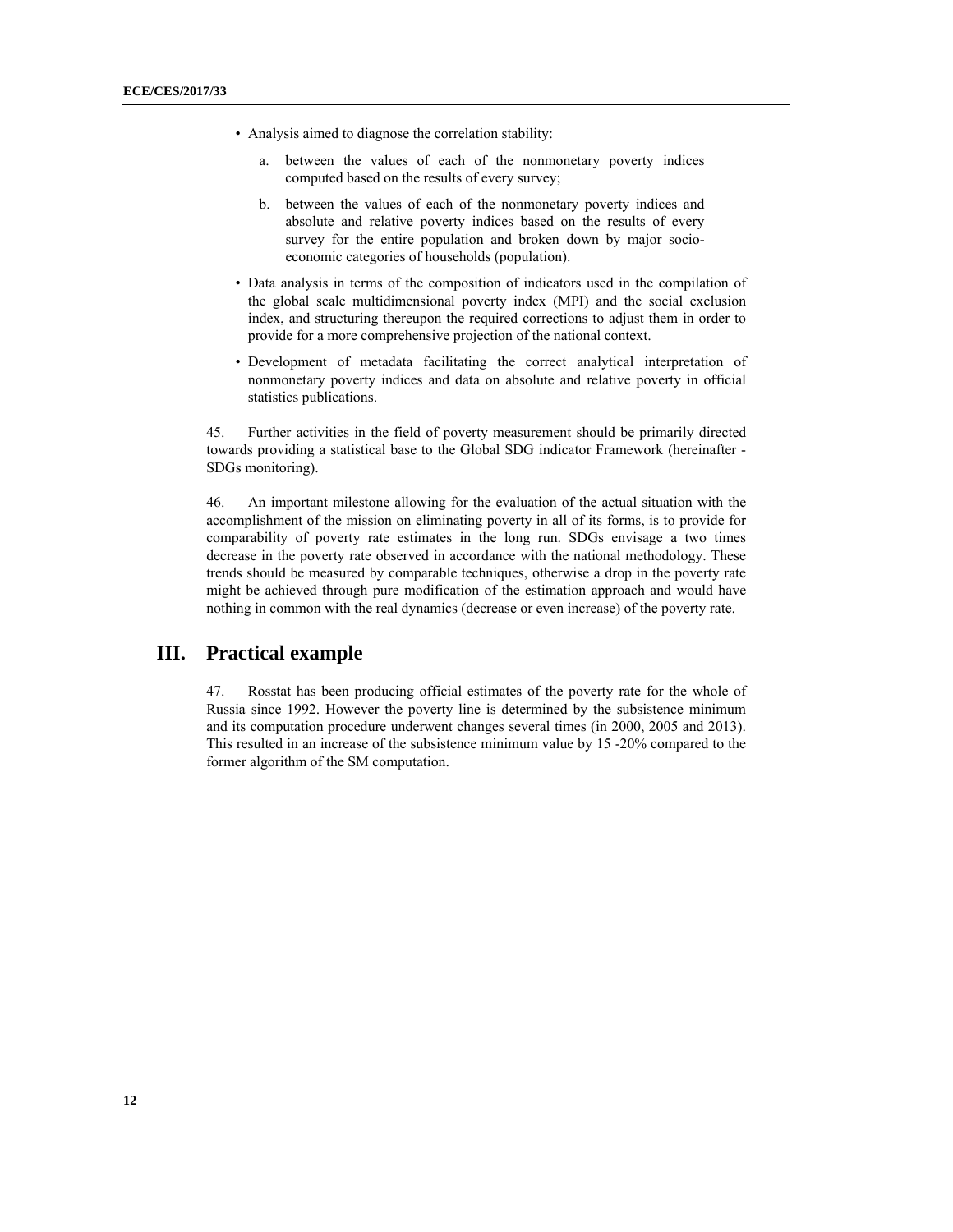- Analysis aimed to diagnose the correlation stability:

  a. between the values of each of the nonmonetary poverty indices computed based on the results of every survey;

  b. between the values of each of the nonmonetary poverty indices and absolute and relative poverty indices based on the results of every survey for the entire population and broken down by major socio-economic categories of households (population).

- Data analysis in terms of the composition of indicators used in the compilation of the global scale multidimensional poverty index (MPI) and the social exclusion index, and structuring thereupon the required corrections to adjust them in order to provide for a more comprehensive projection of the national context.

- Development of metadata facilitating the correct analytical interpretation of nonmonetary poverty indices and data on absolute and relative poverty in official statistics publications.

45. Further activities in the field of poverty measurement should be primarily directed towards providing a statistical base to the Global SDG indicator Framework (hereinafter - SDGs monitoring).

46. An important milestone allowing for the evaluation of the actual situation with the accomplishment of the mission on eliminating poverty in all of its forms, is to provide for comparability of poverty rate estimates in the long run. SDGs envisage a two times decrease in the poverty rate observed in accordance with the national methodology. These trends should be measured by comparable techniques, otherwise a drop in the poverty rate might be achieved through pure modification of the estimation approach and would have nothing in common with the real dynamics (decrease or even increase) of the poverty rate.

# III. Practical example

47. Rosstat has been producing official estimates of the poverty rate for the whole of Russia since 1992. However the poverty line is determined by the subsistence minimum and its computation procedure underwent changes several times (in 2000, 2005 and 2013). This resulted in an increase of the subsistence minimum value by 15 -20% compared to the former algorithm of the SM computation.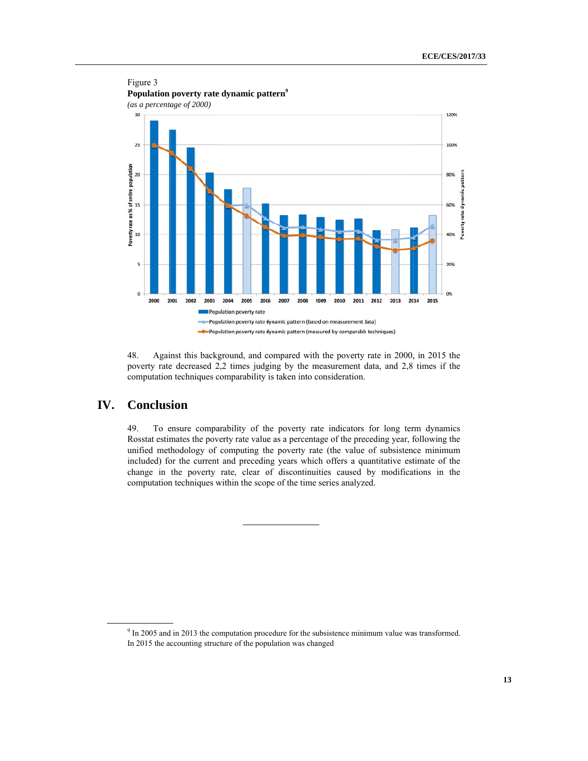Figure 3

**Population poverty rate dynamic pattern**[9]

*(as a percentage of 2000)*

Poverty rate as % of entire population

30
25
20
15
10
5
0

Poverty rate dynamic pattern

120%
100%
80%
60%
40%
20%
0%

2000 2001 2002 2003 2004 2005 2006 2007 2008 2009 2010 2011 2012 2013 2014 2015

Population poverty rate

Population poverty rate dynamic pattern (based on measurement data)

Population poverty rate dynamic pattern (measured by comparable techniques)

48. Against this background, and compared with the poverty rate in 2000, in 2015 the poverty rate decreased 2,2 times judging by the measurement data, and 2,8 times if the computation techniques comparability is taken into consideration.

# IV. Conclusion

49. To ensure comparability of the poverty rate indicators for long term dynamics Rosstat estimates the poverty rate value as a percentage of the preceding year, following the unified methodology of computing the poverty rate (the value of subsistence minimum included) for the current and preceding years which offers a quantitative estimate of the change in the poverty rate, clear of discontinuities caused by modifications in the computation techniques within the scope of the time series analyzed.

---

[9] In 2005 and in 2013 the computation procedure for the subsistence minimum value was transformed. In 2015 the accounting structure of the population was changed